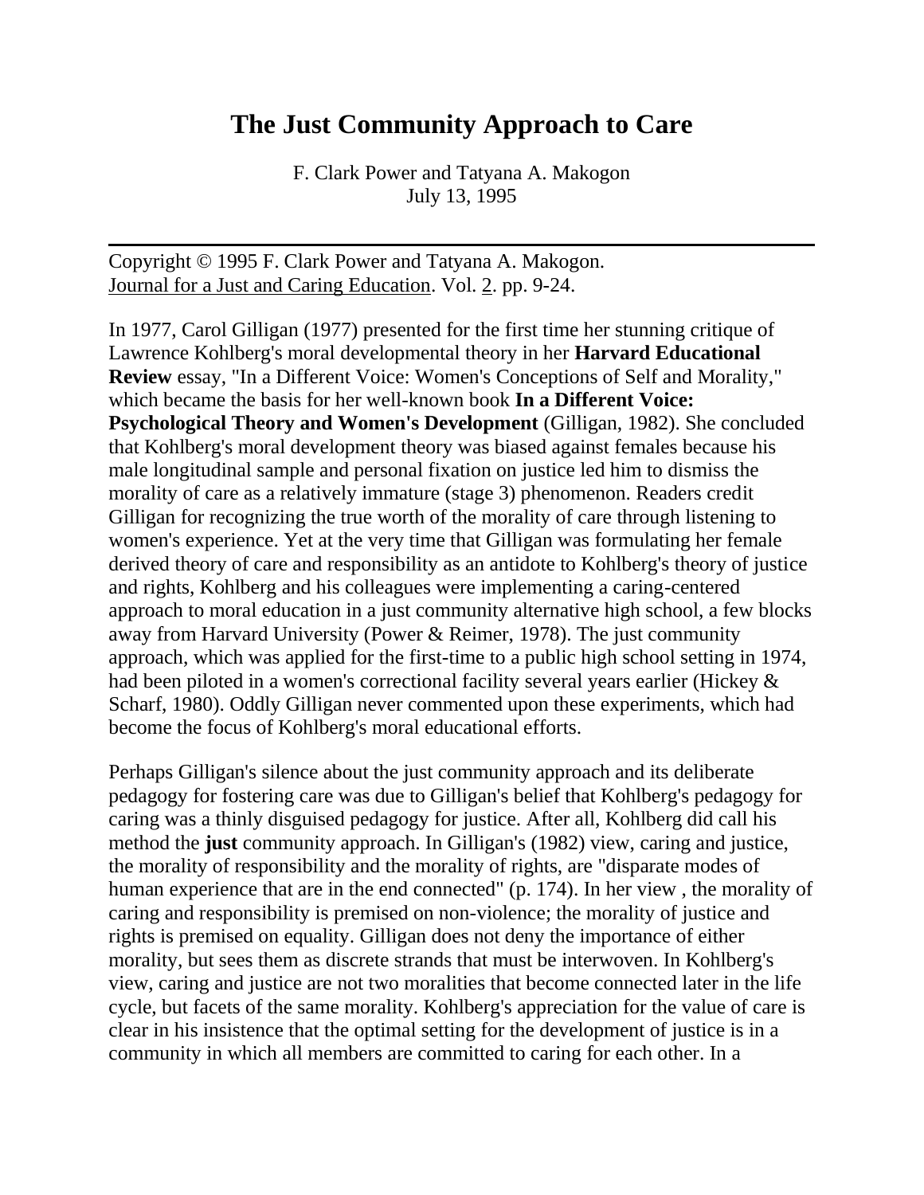# The Just Community Approach to Care

F. Clark Power and Tatyana A. Makogon
July 13, 1995

---

Copyright © 1995 F. Clark Power and Tatyana A. Makogon.
Journal for a Just and Caring Education. Vol. 2. pp. 9-24.

In 1977, Carol Gilligan (1977) presented for the first time her stunning critique of Lawrence Kohlberg's moral developmental theory in her **Harvard Educational Review** essay, "In a Different Voice: Women's Conceptions of Self and Morality," which became the basis for her well-known book **In a Different Voice: Psychological Theory and Women's Development** (Gilligan, 1982). She concluded that Kohlberg's moral development theory was biased against females because his male longitudinal sample and personal fixation on justice led him to dismiss the morality of care as a relatively immature (stage 3) phenomenon. Readers credit Gilligan for recognizing the true worth of the morality of care through listening to women's experience. Yet at the very time that Gilligan was formulating her female derived theory of care and responsibility as an antidote to Kohlberg's theory of justice and rights, Kohlberg and his colleagues were implementing a caring-centered approach to moral education in a just community alternative high school, a few blocks away from Harvard University (Power & Reimer, 1978). The just community approach, which was applied for the first-time to a public high school setting in 1974, had been piloted in a women's correctional facility several years earlier (Hickey & Scharf, 1980). Oddly Gilligan never commented upon these experiments, which had become the focus of Kohlberg's moral educational efforts.

Perhaps Gilligan's silence about the just community approach and its deliberate pedagogy for fostering care was due to Gilligan's belief that Kohlberg's pedagogy for caring was a thinly disguised pedagogy for justice. After all, Kohlberg did call his method the **just** community approach. In Gilligan's (1982) view, caring and justice, the morality of responsibility and the morality of rights, are "disparate modes of human experience that are in the end connected" (p. 174). In her view , the morality of caring and responsibility is premised on non-violence; the morality of justice and rights is premised on equality. Gilligan does not deny the importance of either morality, but sees them as discrete strands that must be interwoven. In Kohlberg's view, caring and justice are not two moralities that become connected later in the life cycle, but facets of the same morality. Kohlberg's appreciation for the value of care is clear in his insistence that the optimal setting for the development of justice is in a community in which all members are committed to caring for each other. In a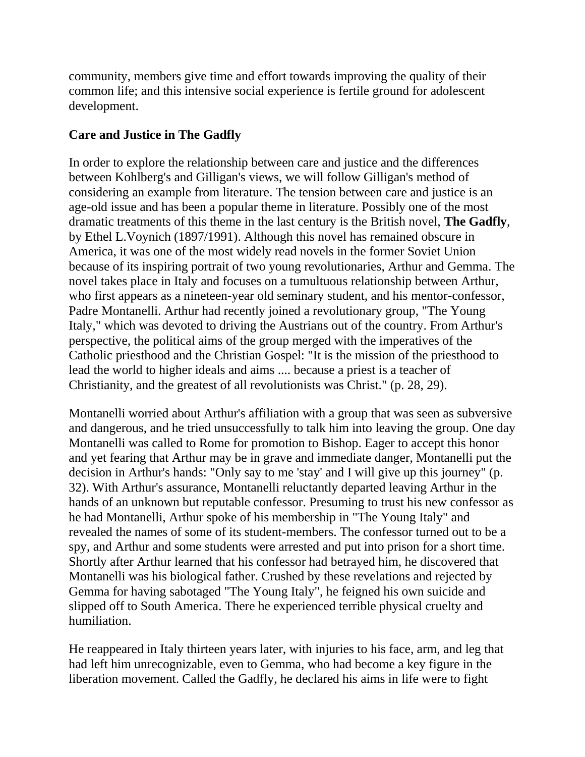community, members give time and effort towards improving the quality of their common life; and this intensive social experience is fertile ground for adolescent development.

## Care and Justice in The Gadfly

In order to explore the relationship between care and justice and the differences between Kohlberg's and Gilligan's views, we will follow Gilligan's method of considering an example from literature. The tension between care and justice is an age-old issue and has been a popular theme in literature. Possibly one of the most dramatic treatments of this theme in the last century is the British novel, **The Gadfly**, by Ethel L.Voynich (1897/1991). Although this novel has remained obscure in America, it was one of the most widely read novels in the former Soviet Union because of its inspiring portrait of two young revolutionaries, Arthur and Gemma. The novel takes place in Italy and focuses on a tumultuous relationship between Arthur, who first appears as a nineteen-year old seminary student, and his mentor-confessor, Padre Montanelli. Arthur had recently joined a revolutionary group, "The Young Italy," which was devoted to driving the Austrians out of the country. From Arthur's perspective, the political aims of the group merged with the imperatives of the Catholic priesthood and the Christian Gospel: "It is the mission of the priesthood to lead the world to higher ideals and aims .... because a priest is a teacher of Christianity, and the greatest of all revolutionists was Christ." (p. 28, 29).

Montanelli worried about Arthur's affiliation with a group that was seen as subversive and dangerous, and he tried unsuccessfully to talk him into leaving the group. One day Montanelli was called to Rome for promotion to Bishop. Eager to accept this honor and yet fearing that Arthur may be in grave and immediate danger, Montanelli put the decision in Arthur's hands: "Only say to me 'stay' and I will give up this journey" (p. 32). With Arthur's assurance, Montanelli reluctantly departed leaving Arthur in the hands of an unknown but reputable confessor. Presuming to trust his new confessor as he had Montanelli, Arthur spoke of his membership in "The Young Italy" and revealed the names of some of its student-members. The confessor turned out to be a spy, and Arthur and some students were arrested and put into prison for a short time. Shortly after Arthur learned that his confessor had betrayed him, he discovered that Montanelli was his biological father. Crushed by these revelations and rejected by Gemma for having sabotaged "The Young Italy", he feigned his own suicide and slipped off to South America. There he experienced terrible physical cruelty and humiliation.

He reappeared in Italy thirteen years later, with injuries to his face, arm, and leg that had left him unrecognizable, even to Gemma, who had become a key figure in the liberation movement. Called the Gadfly, he declared his aims in life were to fight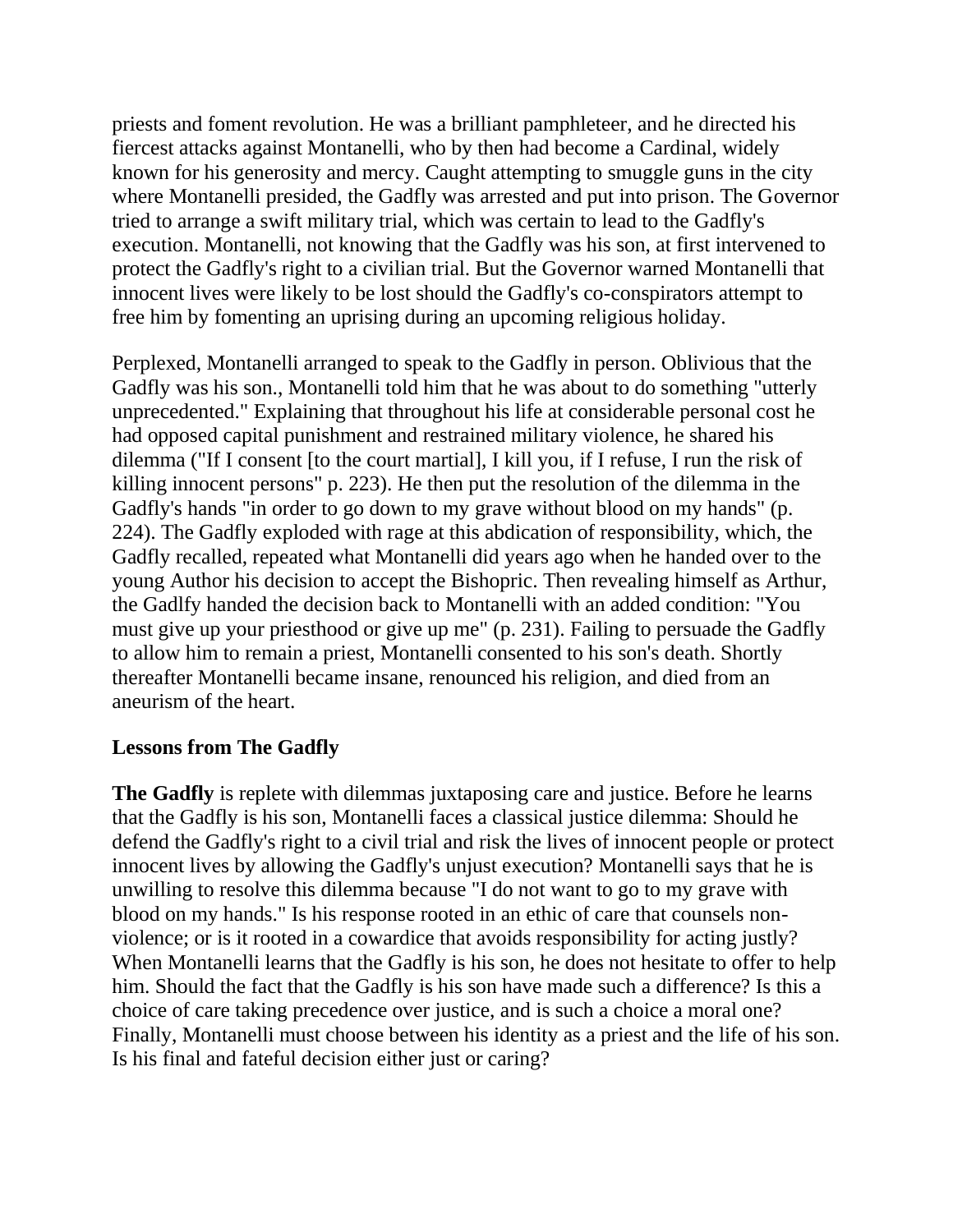priests and foment revolution. He was a brilliant pamphleteer, and he directed his fiercest attacks against Montanelli, who by then had become a Cardinal, widely known for his generosity and mercy. Caught attempting to smuggle guns in the city where Montanelli presided, the Gadfly was arrested and put into prison. The Governor tried to arrange a swift military trial, which was certain to lead to the Gadfly's execution. Montanelli, not knowing that the Gadfly was his son, at first intervened to protect the Gadfly's right to a civilian trial. But the Governor warned Montanelli that innocent lives were likely to be lost should the Gadfly's co-conspirators attempt to free him by fomenting an uprising during an upcoming religious holiday.

Perplexed, Montanelli arranged to speak to the Gadfly in person. Oblivious that the Gadfly was his son., Montanelli told him that he was about to do something "utterly unprecedented." Explaining that throughout his life at considerable personal cost he had opposed capital punishment and restrained military violence, he shared his dilemma ("If I consent [to the court martial], I kill you, if I refuse, I run the risk of killing innocent persons" p. 223). He then put the resolution of the dilemma in the Gadfly's hands "in order to go down to my grave without blood on my hands" (p. 224). The Gadfly exploded with rage at this abdication of responsibility, which, the Gadfly recalled, repeated what Montanelli did years ago when he handed over to the young Author his decision to accept the Bishopric. Then revealing himself as Arthur, the Gadlfy handed the decision back to Montanelli with an added condition: "You must give up your priesthood or give up me" (p. 231). Failing to persuade the Gadfly to allow him to remain a priest, Montanelli consented to his son's death. Shortly thereafter Montanelli became insane, renounced his religion, and died from an aneurism of the heart.

## Lessons from The Gadfly

**The Gadfly** is replete with dilemmas juxtaposing care and justice. Before he learns that the Gadfly is his son, Montanelli faces a classical justice dilemma: Should he defend the Gadfly's right to a civil trial and risk the lives of innocent people or protect innocent lives by allowing the Gadfly's unjust execution? Montanelli says that he is unwilling to resolve this dilemma because "I do not want to go to my grave with blood on my hands." Is his response rooted in an ethic of care that counsels non-violence; or is it rooted in a cowardice that avoids responsibility for acting justly? When Montanelli learns that the Gadfly is his son, he does not hesitate to offer to help him. Should the fact that the Gadfly is his son have made such a difference? Is this a choice of care taking precedence over justice, and is such a choice a moral one? Finally, Montanelli must choose between his identity as a priest and the life of his son. Is his final and fateful decision either just or caring?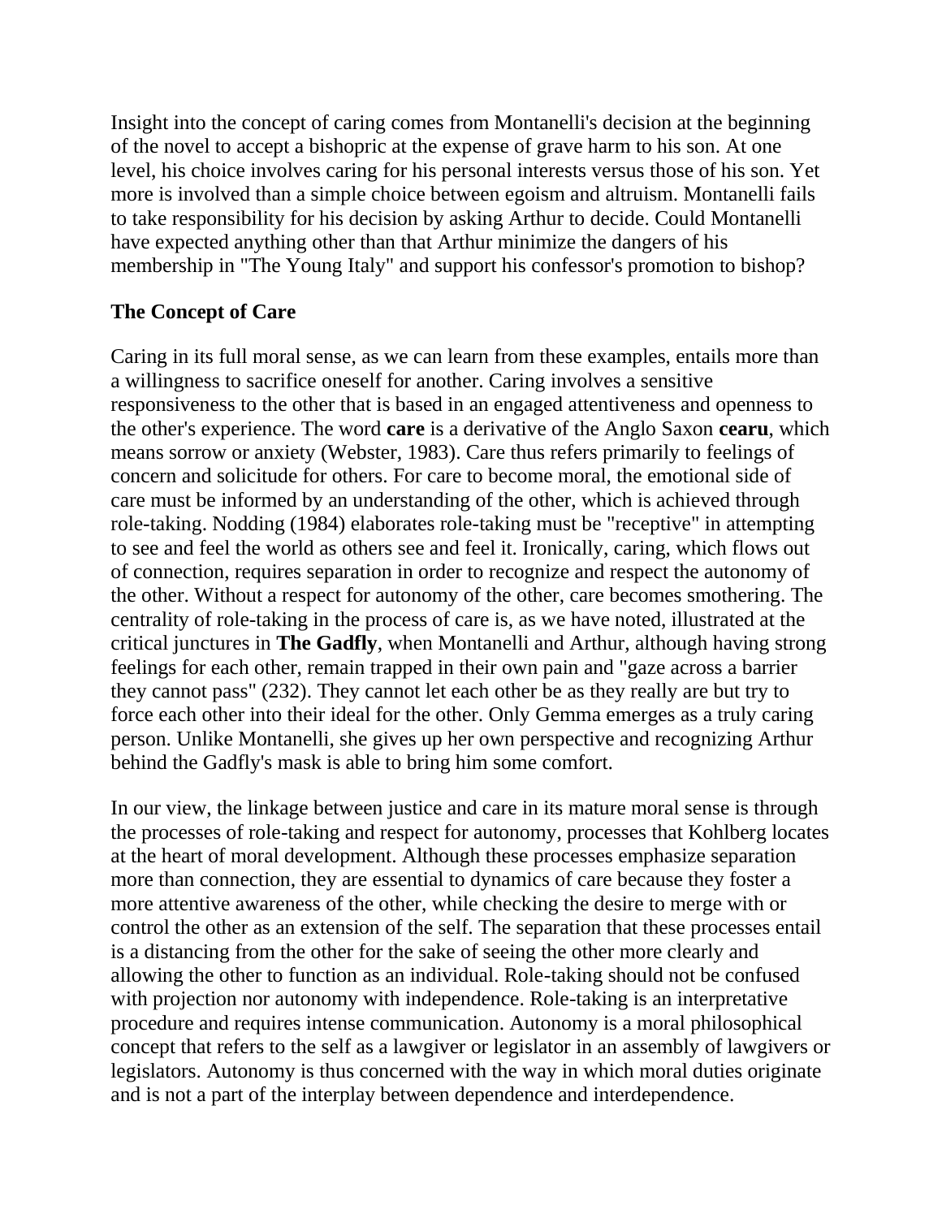Insight into the concept of caring comes from Montanelli's decision at the beginning of the novel to accept a bishopric at the expense of grave harm to his son. At one level, his choice involves caring for his personal interests versus those of his son. Yet more is involved than a simple choice between egoism and altruism. Montanelli fails to take responsibility for his decision by asking Arthur to decide. Could Montanelli have expected anything other than that Arthur minimize the dangers of his membership in "The Young Italy" and support his confessor's promotion to bishop?

### The Concept of Care

Caring in its full moral sense, as we can learn from these examples, entails more than a willingness to sacrifice oneself for another. Caring involves a sensitive responsiveness to the other that is based in an engaged attentiveness and openness to the other's experience. The word **care** is a derivative of the Anglo Saxon **cearu**, which means sorrow or anxiety (Webster, 1983). Care thus refers primarily to feelings of concern and solicitude for others. For care to become moral, the emotional side of care must be informed by an understanding of the other, which is achieved through role-taking. Nodding (1984) elaborates role-taking must be "receptive" in attempting to see and feel the world as others see and feel it. Ironically, caring, which flows out of connection, requires separation in order to recognize and respect the autonomy of the other. Without a respect for autonomy of the other, care becomes smothering. The centrality of role-taking in the process of care is, as we have noted, illustrated at the critical junctures in **The Gadfly**, when Montanelli and Arthur, although having strong feelings for each other, remain trapped in their own pain and "gaze across a barrier they cannot pass" (232). They cannot let each other be as they really are but try to force each other into their ideal for the other. Only Gemma emerges as a truly caring person. Unlike Montanelli, she gives up her own perspective and recognizing Arthur behind the Gadfly's mask is able to bring him some comfort.

In our view, the linkage between justice and care in its mature moral sense is through the processes of role-taking and respect for autonomy, processes that Kohlberg locates at the heart of moral development. Although these processes emphasize separation more than connection, they are essential to dynamics of care because they foster a more attentive awareness of the other, while checking the desire to merge with or control the other as an extension of the self. The separation that these processes entail is a distancing from the other for the sake of seeing the other more clearly and allowing the other to function as an individual. Role-taking should not be confused with projection nor autonomy with independence. Role-taking is an interpretative procedure and requires intense communication. Autonomy is a moral philosophical concept that refers to the self as a lawgiver or legislator in an assembly of lawgivers or legislators. Autonomy is thus concerned with the way in which moral duties originate and is not a part of the interplay between dependence and interdependence.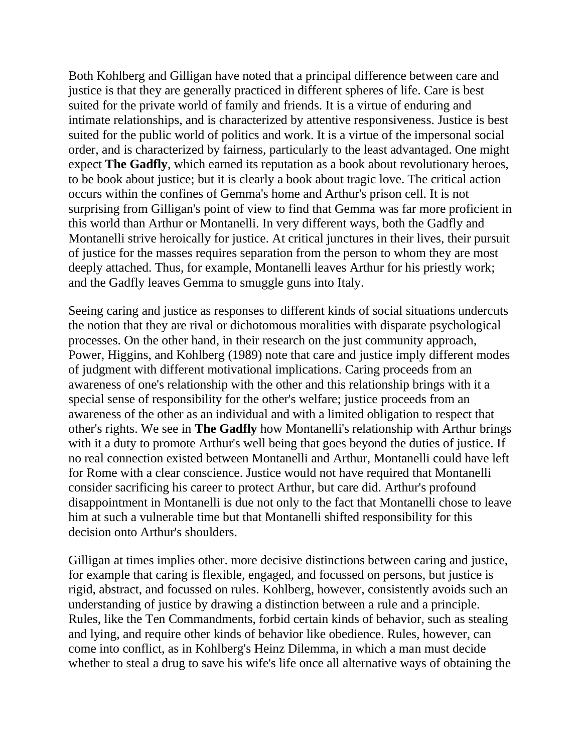Both Kohlberg and Gilligan have noted that a principal difference between care and justice is that they are generally practiced in different spheres of life. Care is best suited for the private world of family and friends. It is a virtue of enduring and intimate relationships, and is characterized by attentive responsiveness. Justice is best suited for the public world of politics and work. It is a virtue of the impersonal social order, and is characterized by fairness, particularly to the least advantaged. One might expect **The Gadfly**, which earned its reputation as a book about revolutionary heroes, to be book about justice; but it is clearly a book about tragic love. The critical action occurs within the confines of Gemma's home and Arthur's prison cell. It is not surprising from Gilligan's point of view to find that Gemma was far more proficient in this world than Arthur or Montanelli. In very different ways, both the Gadfly and Montanelli strive heroically for justice. At critical junctures in their lives, their pursuit of justice for the masses requires separation from the person to whom they are most deeply attached. Thus, for example, Montanelli leaves Arthur for his priestly work; and the Gadfly leaves Gemma to smuggle guns into Italy.

Seeing caring and justice as responses to different kinds of social situations undercuts the notion that they are rival or dichotomous moralities with disparate psychological processes. On the other hand, in their research on the just community approach, Power, Higgins, and Kohlberg (1989) note that care and justice imply different modes of judgment with different motivational implications. Caring proceeds from an awareness of one's relationship with the other and this relationship brings with it a special sense of responsibility for the other's welfare; justice proceeds from an awareness of the other as an individual and with a limited obligation to respect that other's rights. We see in **The Gadfly** how Montanelli's relationship with Arthur brings with it a duty to promote Arthur's well being that goes beyond the duties of justice. If no real connection existed between Montanelli and Arthur, Montanelli could have left for Rome with a clear conscience. Justice would not have required that Montanelli consider sacrificing his career to protect Arthur, but care did. Arthur's profound disappointment in Montanelli is due not only to the fact that Montanelli chose to leave him at such a vulnerable time but that Montanelli shifted responsibility for this decision onto Arthur's shoulders.

Gilligan at times implies other. more decisive distinctions between caring and justice, for example that caring is flexible, engaged, and focussed on persons, but justice is rigid, abstract, and focussed on rules. Kohlberg, however, consistently avoids such an understanding of justice by drawing a distinction between a rule and a principle. Rules, like the Ten Commandments, forbid certain kinds of behavior, such as stealing and lying, and require other kinds of behavior like obedience. Rules, however, can come into conflict, as in Kohlberg's Heinz Dilemma, in which a man must decide whether to steal a drug to save his wife's life once all alternative ways of obtaining the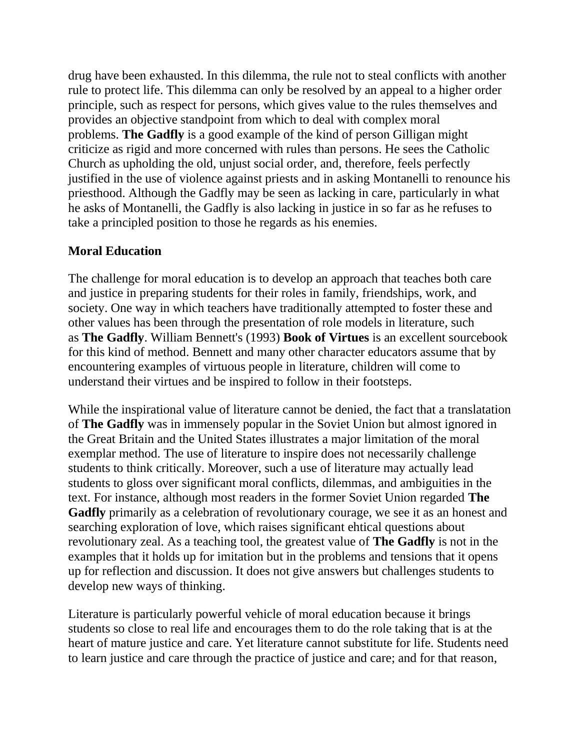drug have been exhausted. In this dilemma, the rule not to steal conflicts with another rule to protect life. This dilemma can only be resolved by an appeal to a higher order principle, such as respect for persons, which gives value to the rules themselves and provides an objective standpoint from which to deal with complex moral problems. **The Gadfly** is a good example of the kind of person Gilligan might criticize as rigid and more concerned with rules than persons. He sees the Catholic Church as upholding the old, unjust social order, and, therefore, feels perfectly justified in the use of violence against priests and in asking Montanelli to renounce his priesthood. Although the Gadfly may be seen as lacking in care, particularly in what he asks of Montanelli, the Gadfly is also lacking in justice in so far as he refuses to take a principled position to those he regards as his enemies.

**Moral Education**

The challenge for moral education is to develop an approach that teaches both care and justice in preparing students for their roles in family, friendships, work, and society. One way in which teachers have traditionally attempted to foster these and other values has been through the presentation of role models in literature, such as **The Gadfly**. William Bennett's (1993) **Book of Virtues** is an excellent sourcebook for this kind of method. Bennett and many other character educators assume that by encountering examples of virtuous people in literature, children will come to understand their virtues and be inspired to follow in their footsteps.

While the inspirational value of literature cannot be denied, the fact that a translatation of **The Gadfly** was in immensely popular in the Soviet Union but almost ignored in the Great Britain and the United States illustrates a major limitation of the moral exemplar method. The use of literature to inspire does not necessarily challenge students to think critically. Moreover, such a use of literature may actually lead students to gloss over significant moral conflicts, dilemmas, and ambiguities in the text. For instance, although most readers in the former Soviet Union regarded **The Gadfly** primarily as a celebration of revolutionary courage, we see it as an honest and searching exploration of love, which raises significant ehtical questions about revolutionary zeal. As a teaching tool, the greatest value of **The Gadfly** is not in the examples that it holds up for imitation but in the problems and tensions that it opens up for reflection and discussion. It does not give answers but challenges students to develop new ways of thinking.

Literature is particularly powerful vehicle of moral education because it brings students so close to real life and encourages them to do the role taking that is at the heart of mature justice and care. Yet literature cannot substitute for life. Students need to learn justice and care through the practice of justice and care; and for that reason,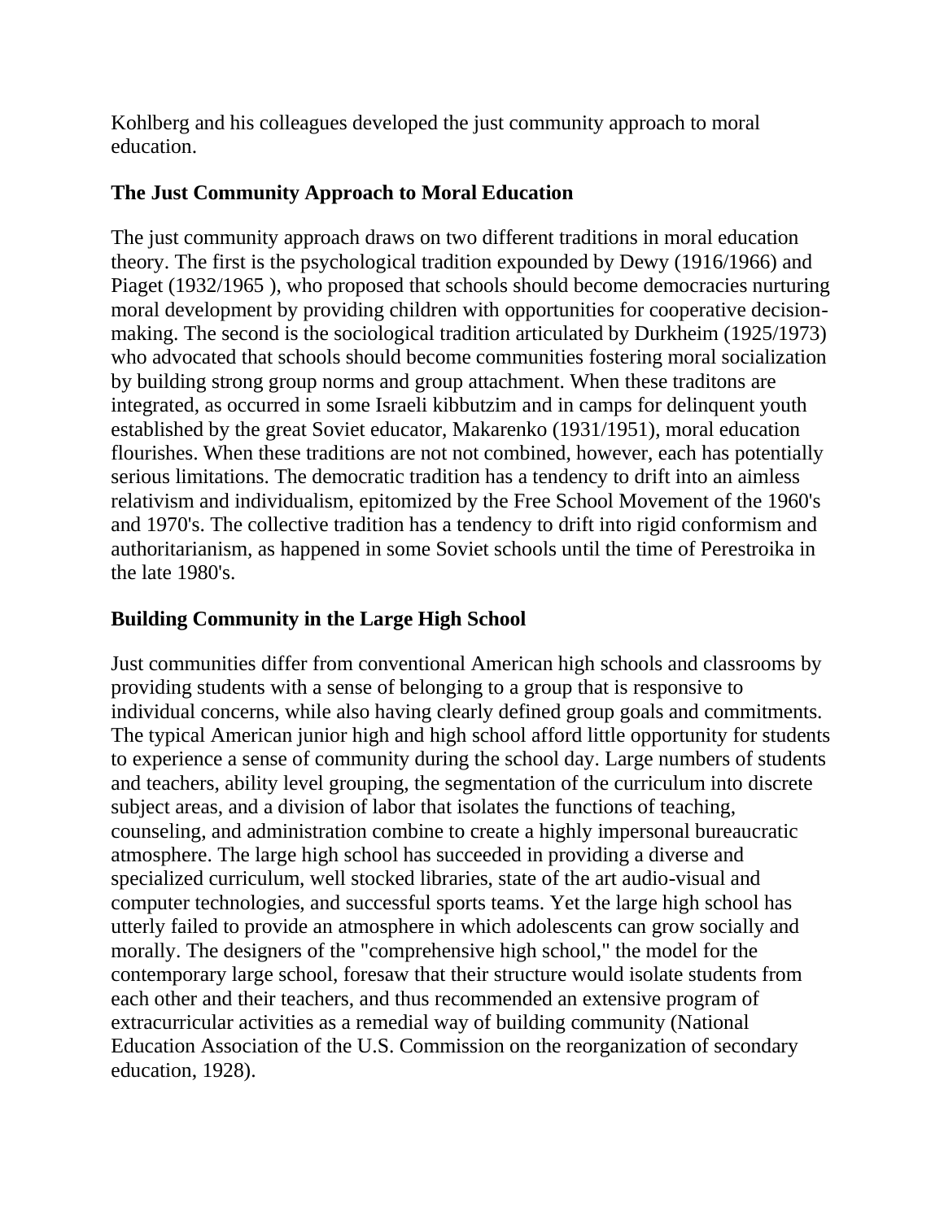Kohlberg and his colleagues developed the just community approach to moral education.

**The Just Community Approach to Moral Education**

The just community approach draws on two different traditions in moral education theory. The first is the psychological tradition expounded by Dewy (1916/1966) and Piaget (1932/1965 ), who proposed that schools should become democracies nurturing moral development by providing children with opportunities for cooperative decision-making. The second is the sociological tradition articulated by Durkheim (1925/1973) who advocated that schools should become communities fostering moral socialization by building strong group norms and group attachment. When these traditons are integrated, as occurred in some Israeli kibbutzim and in camps for delinquent youth established by the great Soviet educator, Makarenko (1931/1951), moral education flourishes. When these traditions are not not combined, however, each has potentially serious limitations. The democratic tradition has a tendency to drift into an aimless relativism and individualism, epitomized by the Free School Movement of the 1960's and 1970's. The collective tradition has a tendency to drift into rigid conformism and authoritarianism, as happened in some Soviet schools until the time of Perestroika in the late 1980's.

**Building Community in the Large High School**

Just communities differ from conventional American high schools and classrooms by providing students with a sense of belonging to a group that is responsive to individual concerns, while also having clearly defined group goals and commitments. The typical American junior high and high school afford little opportunity for students to experience a sense of community during the school day. Large numbers of students and teachers, ability level grouping, the segmentation of the curriculum into discrete subject areas, and a division of labor that isolates the functions of teaching, counseling, and administration combine to create a highly impersonal bureaucratic atmosphere. The large high school has succeeded in providing a diverse and specialized curriculum, well stocked libraries, state of the art audio-visual and computer technologies, and successful sports teams. Yet the large high school has utterly failed to provide an atmosphere in which adolescents can grow socially and morally. The designers of the "comprehensive high school," the model for the contemporary large school, foresaw that their structure would isolate students from each other and their teachers, and thus recommended an extensive program of extracurricular activities as a remedial way of building community (National Education Association of the U.S. Commission on the reorganization of secondary education, 1928).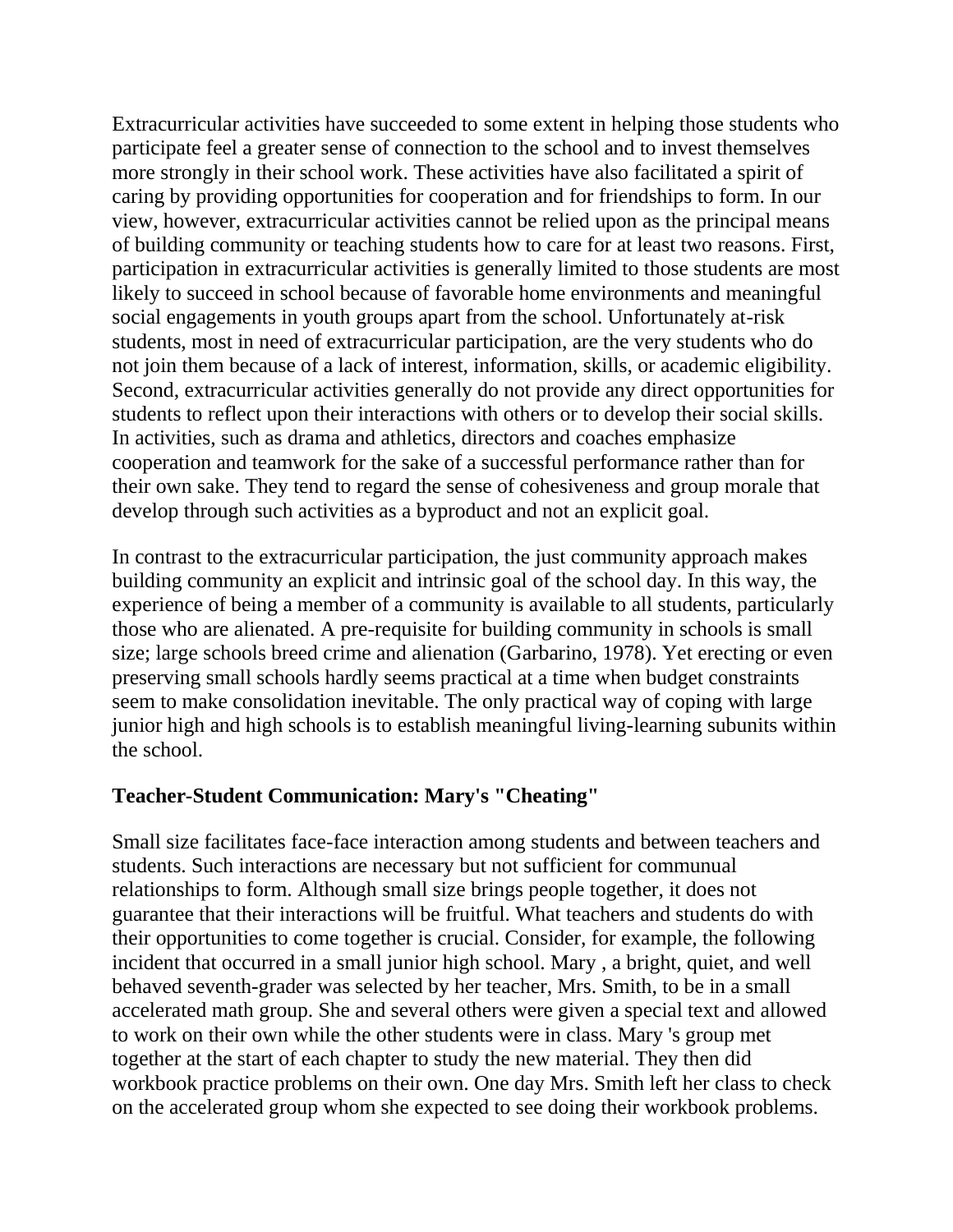Extracurricular activities have succeeded to some extent in helping those students who participate feel a greater sense of connection to the school and to invest themselves more strongly in their school work. These activities have also facilitated a spirit of caring by providing opportunities for cooperation and for friendships to form. In our view, however, extracurricular activities cannot be relied upon as the principal means of building community or teaching students how to care for at least two reasons. First, participation in extracurricular activities is generally limited to those students are most likely to succeed in school because of favorable home environments and meaningful social engagements in youth groups apart from the school. Unfortunately at-risk students, most in need of extracurricular participation, are the very students who do not join them because of a lack of interest, information, skills, or academic eligibility. Second, extracurricular activities generally do not provide any direct opportunities for students to reflect upon their interactions with others or to develop their social skills. In activities, such as drama and athletics, directors and coaches emphasize cooperation and teamwork for the sake of a successful performance rather than for their own sake. They tend to regard the sense of cohesiveness and group morale that develop through such activities as a byproduct and not an explicit goal.

In contrast to the extracurricular participation, the just community approach makes building community an explicit and intrinsic goal of the school day. In this way, the experience of being a member of a community is available to all students, particularly those who are alienated. A pre-requisite for building community in schools is small size; large schools breed crime and alienation (Garbarino, 1978). Yet erecting or even preserving small schools hardly seems practical at a time when budget constraints seem to make consolidation inevitable. The only practical way of coping with large junior high and high schools is to establish meaningful living-learning subunits within the school.

**Teacher-Student Communication: Mary's "Cheating"**

Small size facilitates face-face interaction among students and between teachers and students. Such interactions are necessary but not sufficient for communual relationships to form. Although small size brings people together, it does not guarantee that their interactions will be fruitful. What teachers and students do with their opportunities to come together is crucial. Consider, for example, the following incident that occurred in a small junior high school. Mary , a bright, quiet, and well behaved seventh-grader was selected by her teacher, Mrs. Smith, to be in a small accelerated math group. She and several others were given a special text and allowed to work on their own while the other students were in class. Mary 's group met together at the start of each chapter to study the new material. They then did workbook practice problems on their own. One day Mrs. Smith left her class to check on the accelerated group whom she expected to see doing their workbook problems.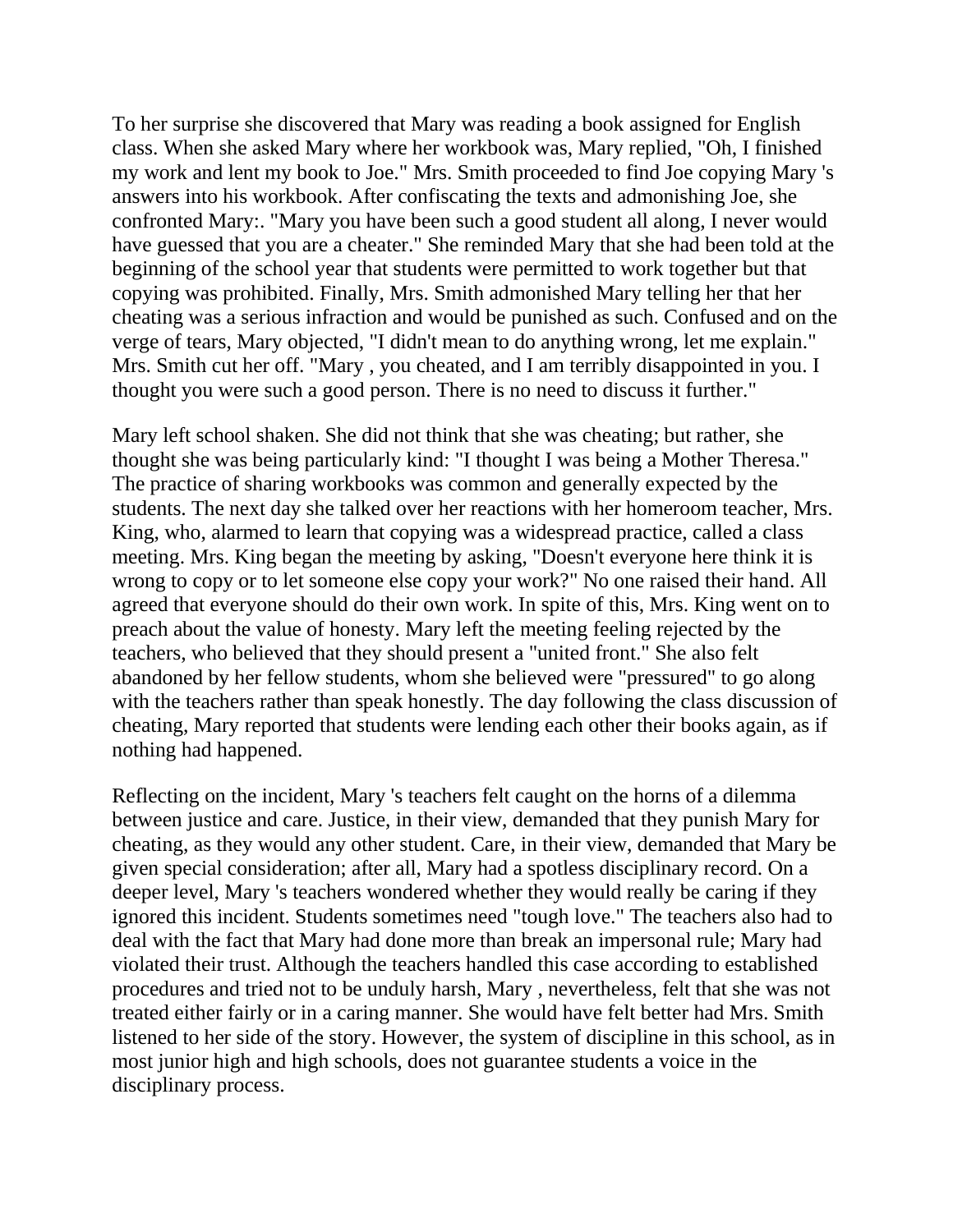To her surprise she discovered that Mary was reading a book assigned for English class. When she asked Mary where her workbook was, Mary replied, "Oh, I finished my work and lent my book to Joe." Mrs. Smith proceeded to find Joe copying Mary 's answers into his workbook. After confiscating the texts and admonishing Joe, she confronted Mary:. "Mary you have been such a good student all along, I never would have guessed that you are a cheater." She reminded Mary that she had been told at the beginning of the school year that students were permitted to work together but that copying was prohibited. Finally, Mrs. Smith admonished Mary telling her that her cheating was a serious infraction and would be punished as such. Confused and on the verge of tears, Mary objected, "I didn't mean to do anything wrong, let me explain." Mrs. Smith cut her off. "Mary , you cheated, and I am terribly disappointed in you. I thought you were such a good person. There is no need to discuss it further."

Mary left school shaken. She did not think that she was cheating; but rather, she thought she was being particularly kind: "I thought I was being a Mother Theresa." The practice of sharing workbooks was common and generally expected by the students. The next day she talked over her reactions with her homeroom teacher, Mrs. King, who, alarmed to learn that copying was a widespread practice, called a class meeting. Mrs. King began the meeting by asking, "Doesn't everyone here think it is wrong to copy or to let someone else copy your work?" No one raised their hand. All agreed that everyone should do their own work. In spite of this, Mrs. King went on to preach about the value of honesty. Mary left the meeting feeling rejected by the teachers, who believed that they should present a "united front." She also felt abandoned by her fellow students, whom she believed were "pressured" to go along with the teachers rather than speak honestly. The day following the class discussion of cheating, Mary reported that students were lending each other their books again, as if nothing had happened.

Reflecting on the incident, Mary 's teachers felt caught on the horns of a dilemma between justice and care. Justice, in their view, demanded that they punish Mary for cheating, as they would any other student. Care, in their view, demanded that Mary be given special consideration; after all, Mary had a spotless disciplinary record. On a deeper level, Mary 's teachers wondered whether they would really be caring if they ignored this incident. Students sometimes need "tough love." The teachers also had to deal with the fact that Mary had done more than break an impersonal rule; Mary had violated their trust. Although the teachers handled this case according to established procedures and tried not to be unduly harsh, Mary , nevertheless, felt that she was not treated either fairly or in a caring manner. She would have felt better had Mrs. Smith listened to her side of the story. However, the system of discipline in this school, as in most junior high and high schools, does not guarantee students a voice in the disciplinary process.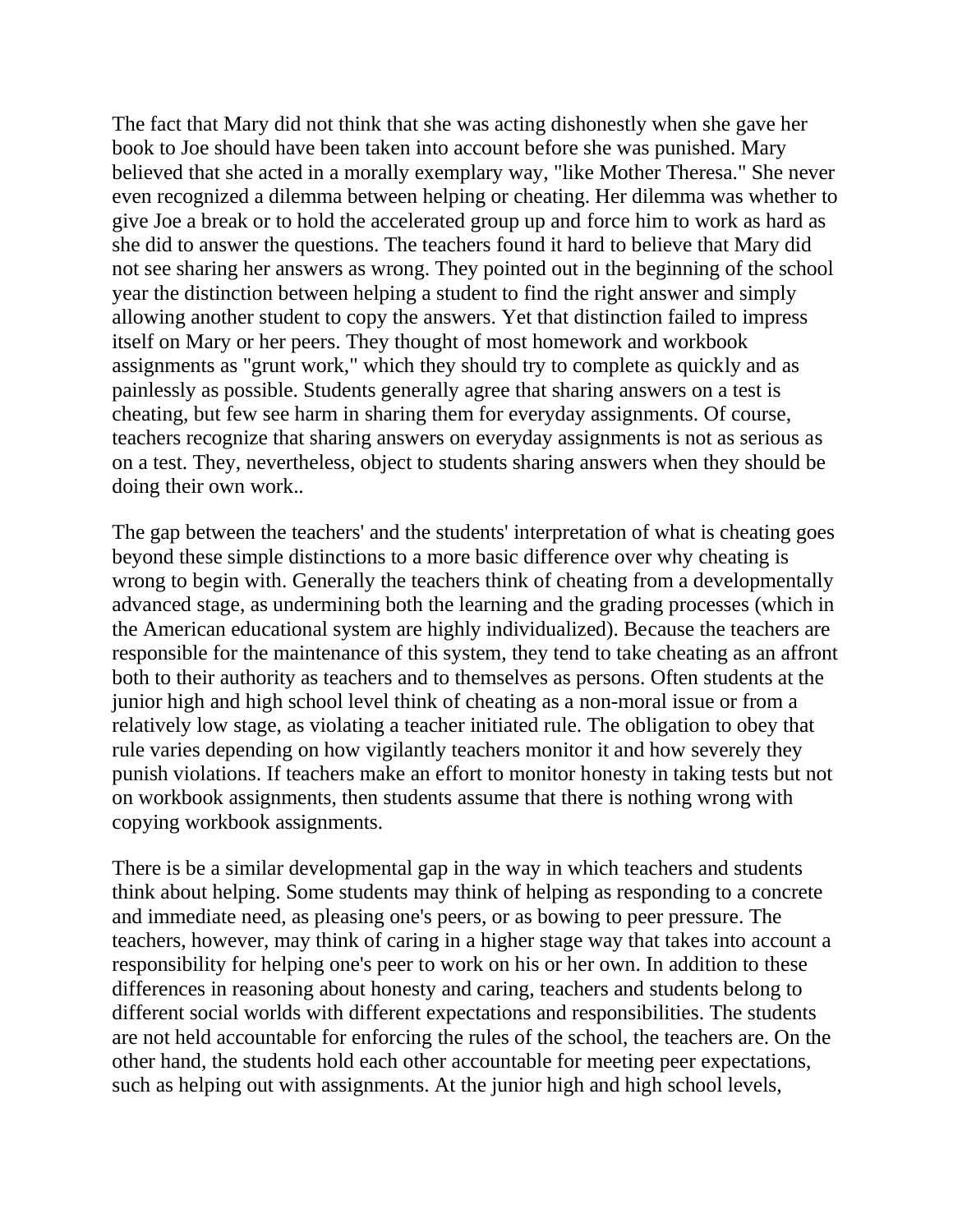The fact that Mary did not think that she was acting dishonestly when she gave her book to Joe should have been taken into account before she was punished. Mary believed that she acted in a morally exemplary way, "like Mother Theresa." She never even recognized a dilemma between helping or cheating. Her dilemma was whether to give Joe a break or to hold the accelerated group up and force him to work as hard as she did to answer the questions. The teachers found it hard to believe that Mary did not see sharing her answers as wrong. They pointed out in the beginning of the school year the distinction between helping a student to find the right answer and simply allowing another student to copy the answers. Yet that distinction failed to impress itself on Mary or her peers. They thought of most homework and workbook assignments as "grunt work," which they should try to complete as quickly and as painlessly as possible. Students generally agree that sharing answers on a test is cheating, but few see harm in sharing them for everyday assignments. Of course, teachers recognize that sharing answers on everyday assignments is not as serious as on a test. They, nevertheless, object to students sharing answers when they should be doing their own work..

The gap between the teachers' and the students' interpretation of what is cheating goes beyond these simple distinctions to a more basic difference over why cheating is wrong to begin with. Generally the teachers think of cheating from a developmentally advanced stage, as undermining both the learning and the grading processes (which in the American educational system are highly individualized). Because the teachers are responsible for the maintenance of this system, they tend to take cheating as an affront both to their authority as teachers and to themselves as persons. Often students at the junior high and high school level think of cheating as a non-moral issue or from a relatively low stage, as violating a teacher initiated rule. The obligation to obey that rule varies depending on how vigilantly teachers monitor it and how severely they punish violations. If teachers make an effort to monitor honesty in taking tests but not on workbook assignments, then students assume that there is nothing wrong with copying workbook assignments.

There is be a similar developmental gap in the way in which teachers and students think about helping. Some students may think of helping as responding to a concrete and immediate need, as pleasing one's peers, or as bowing to peer pressure. The teachers, however, may think of caring in a higher stage way that takes into account a responsibility for helping one's peer to work on his or her own. In addition to these differences in reasoning about honesty and caring, teachers and students belong to different social worlds with different expectations and responsibilities. The students are not held accountable for enforcing the rules of the school, the teachers are. On the other hand, the students hold each other accountable for meeting peer expectations, such as helping out with assignments. At the junior high and high school levels,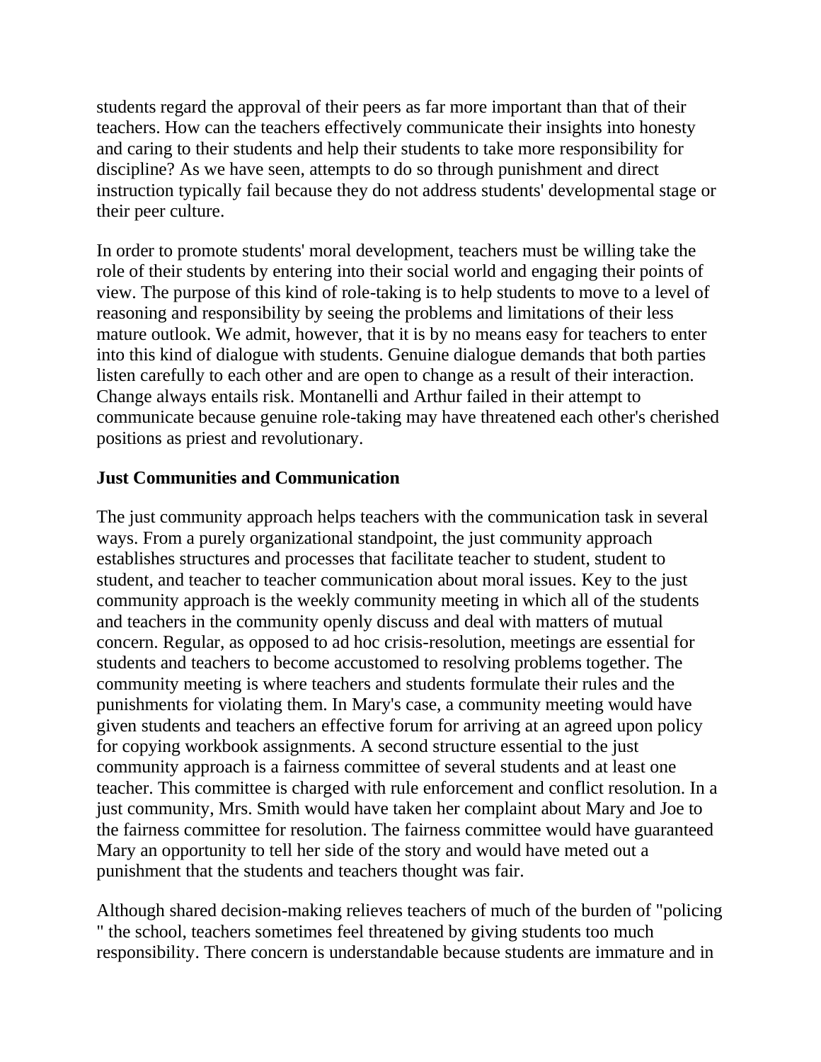students regard the approval of their peers as far more important than that of their teachers. How can the teachers effectively communicate their insights into honesty and caring to their students and help their students to take more responsibility for discipline? As we have seen, attempts to do so through punishment and direct instruction typically fail because they do not address students' developmental stage or their peer culture.

In order to promote students' moral development, teachers must be willing take the role of their students by entering into their social world and engaging their points of view. The purpose of this kind of role-taking is to help students to move to a level of reasoning and responsibility by seeing the problems and limitations of their less mature outlook. We admit, however, that it is by no means easy for teachers to enter into this kind of dialogue with students. Genuine dialogue demands that both parties listen carefully to each other and are open to change as a result of their interaction. Change always entails risk. Montanelli and Arthur failed in their attempt to communicate because genuine role-taking may have threatened each other's cherished positions as priest and revolutionary.

**Just Communities and Communication**

The just community approach helps teachers with the communication task in several ways. From a purely organizational standpoint, the just community approach establishes structures and processes that facilitate teacher to student, student to student, and teacher to teacher communication about moral issues. Key to the just community approach is the weekly community meeting in which all of the students and teachers in the community openly discuss and deal with matters of mutual concern. Regular, as opposed to ad hoc crisis-resolution, meetings are essential for students and teachers to become accustomed to resolving problems together. The community meeting is where teachers and students formulate their rules and the punishments for violating them. In Mary's case, a community meeting would have given students and teachers an effective forum for arriving at an agreed upon policy for copying workbook assignments. A second structure essential to the just community approach is a fairness committee of several students and at least one teacher. This committee is charged with rule enforcement and conflict resolution. In a just community, Mrs. Smith would have taken her complaint about Mary and Joe to the fairness committee for resolution. The fairness committee would have guaranteed Mary an opportunity to tell her side of the story and would have meted out a punishment that the students and teachers thought was fair.

Although shared decision-making relieves teachers of much of the burden of "policing " the school, teachers sometimes feel threatened by giving students too much responsibility. There concern is understandable because students are immature and in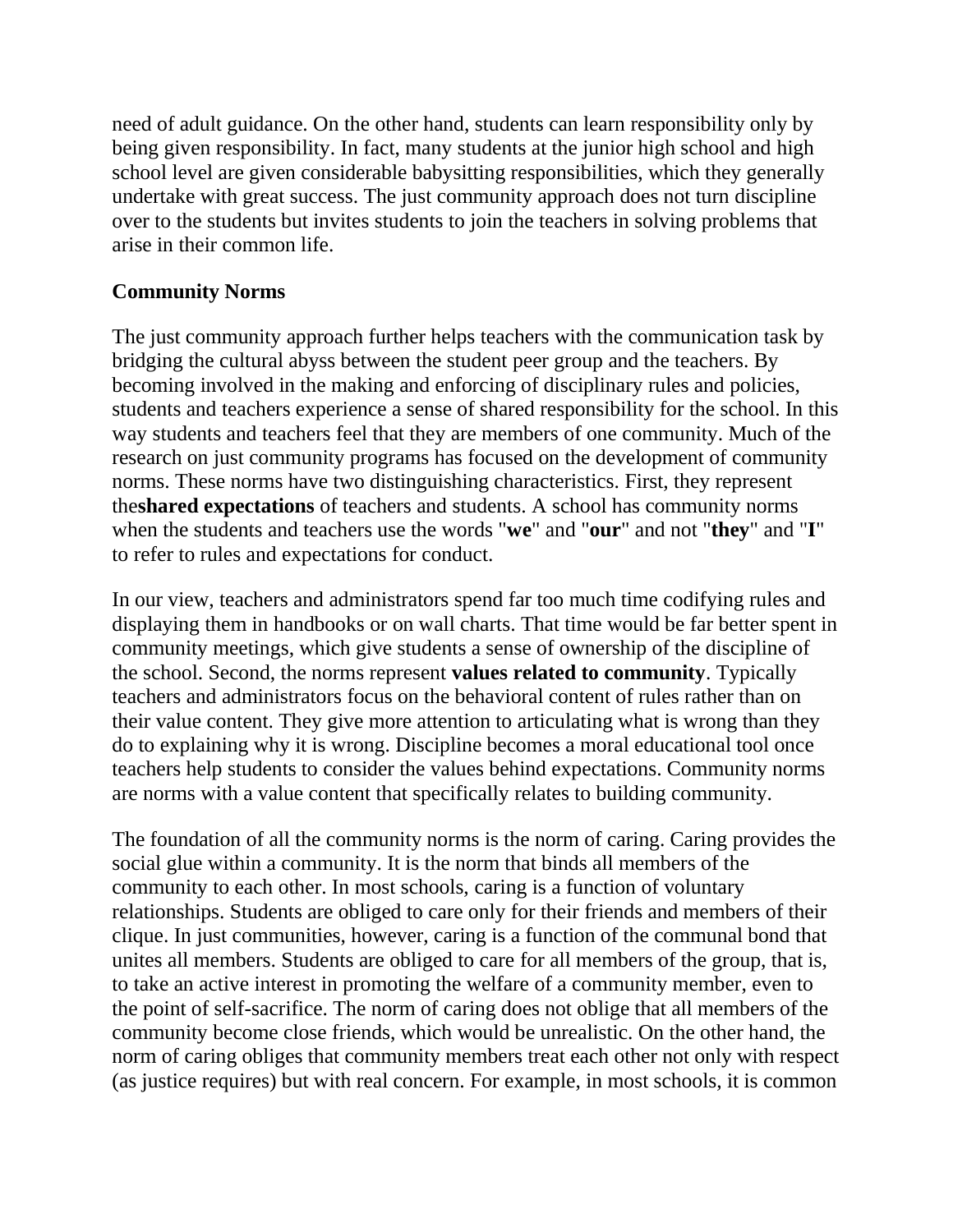need of adult guidance. On the other hand, students can learn responsibility only by being given responsibility. In fact, many students at the junior high school and high school level are given considerable babysitting responsibilities, which they generally undertake with great success. The just community approach does not turn discipline over to the students but invites students to join the teachers in solving problems that arise in their common life.

**Community Norms**

The just community approach further helps teachers with the communication task by bridging the cultural abyss between the student peer group and the teachers. By becoming involved in the making and enforcing of disciplinary rules and policies, students and teachers experience a sense of shared responsibility for the school. In this way students and teachers feel that they are members of one community. Much of the research on just community programs has focused on the development of community norms. These norms have two distinguishing characteristics. First, they represent the**shared expectations** of teachers and students. A school has community norms when the students and teachers use the words "**we**" and "**our**" and not "**they**" and "**I**" to refer to rules and expectations for conduct.

In our view, teachers and administrators spend far too much time codifying rules and displaying them in handbooks or on wall charts. That time would be far better spent in community meetings, which give students a sense of ownership of the discipline of the school. Second, the norms represent **values related to community**. Typically teachers and administrators focus on the behavioral content of rules rather than on their value content. They give more attention to articulating what is wrong than they do to explaining why it is wrong. Discipline becomes a moral educational tool once teachers help students to consider the values behind expectations. Community norms are norms with a value content that specifically relates to building community.

The foundation of all the community norms is the norm of caring. Caring provides the social glue within a community. It is the norm that binds all members of the community to each other. In most schools, caring is a function of voluntary relationships. Students are obliged to care only for their friends and members of their clique. In just communities, however, caring is a function of the communal bond that unites all members. Students are obliged to care for all members of the group, that is, to take an active interest in promoting the welfare of a community member, even to the point of self-sacrifice. The norm of caring does not oblige that all members of the community become close friends, which would be unrealistic. On the other hand, the norm of caring obliges that community members treat each other not only with respect (as justice requires) but with real concern. For example, in most schools, it is common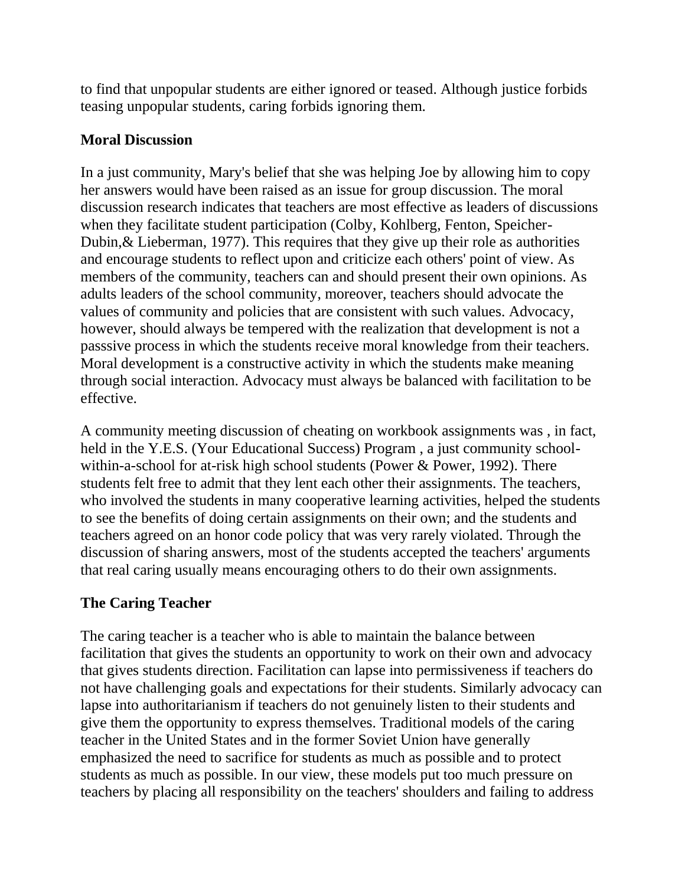to find that unpopular students are either ignored or teased. Although justice forbids teasing unpopular students, caring forbids ignoring them.

**Moral Discussion**

In a just community, Mary's belief that she was helping Joe by allowing him to copy her answers would have been raised as an issue for group discussion. The moral discussion research indicates that teachers are most effective as leaders of discussions when they facilitate student participation (Colby, Kohlberg, Fenton, Speicher-Dubin,& Lieberman, 1977). This requires that they give up their role as authorities and encourage students to reflect upon and criticize each others' point of view. As members of the community, teachers can and should present their own opinions. As adults leaders of the school community, moreover, teachers should advocate the values of community and policies that are consistent with such values. Advocacy, however, should always be tempered with the realization that development is not a passsive process in which the students receive moral knowledge from their teachers. Moral development is a constructive activity in which the students make meaning through social interaction. Advocacy must always be balanced with facilitation to be effective.

A community meeting discussion of cheating on workbook assignments was , in fact, held in the Y.E.S. (Your Educational Success) Program , a just community school-within-a-school for at-risk high school students (Power & Power, 1992). There students felt free to admit that they lent each other their assignments. The teachers, who involved the students in many cooperative learning activities, helped the students to see the benefits of doing certain assignments on their own; and the students and teachers agreed on an honor code policy that was very rarely violated. Through the discussion of sharing answers, most of the students accepted the teachers' arguments that real caring usually means encouraging others to do their own assignments.

**The Caring Teacher**

The caring teacher is a teacher who is able to maintain the balance between facilitation that gives the students an opportunity to work on their own and advocacy that gives students direction. Facilitation can lapse into permissiveness if teachers do not have challenging goals and expectations for their students. Similarly advocacy can lapse into authoritarianism if teachers do not genuinely listen to their students and give them the opportunity to express themselves. Traditional models of the caring teacher in the United States and in the former Soviet Union have generally emphasized the need to sacrifice for students as much as possible and to protect students as much as possible. In our view, these models put too much pressure on teachers by placing all responsibility on the teachers' shoulders and failing to address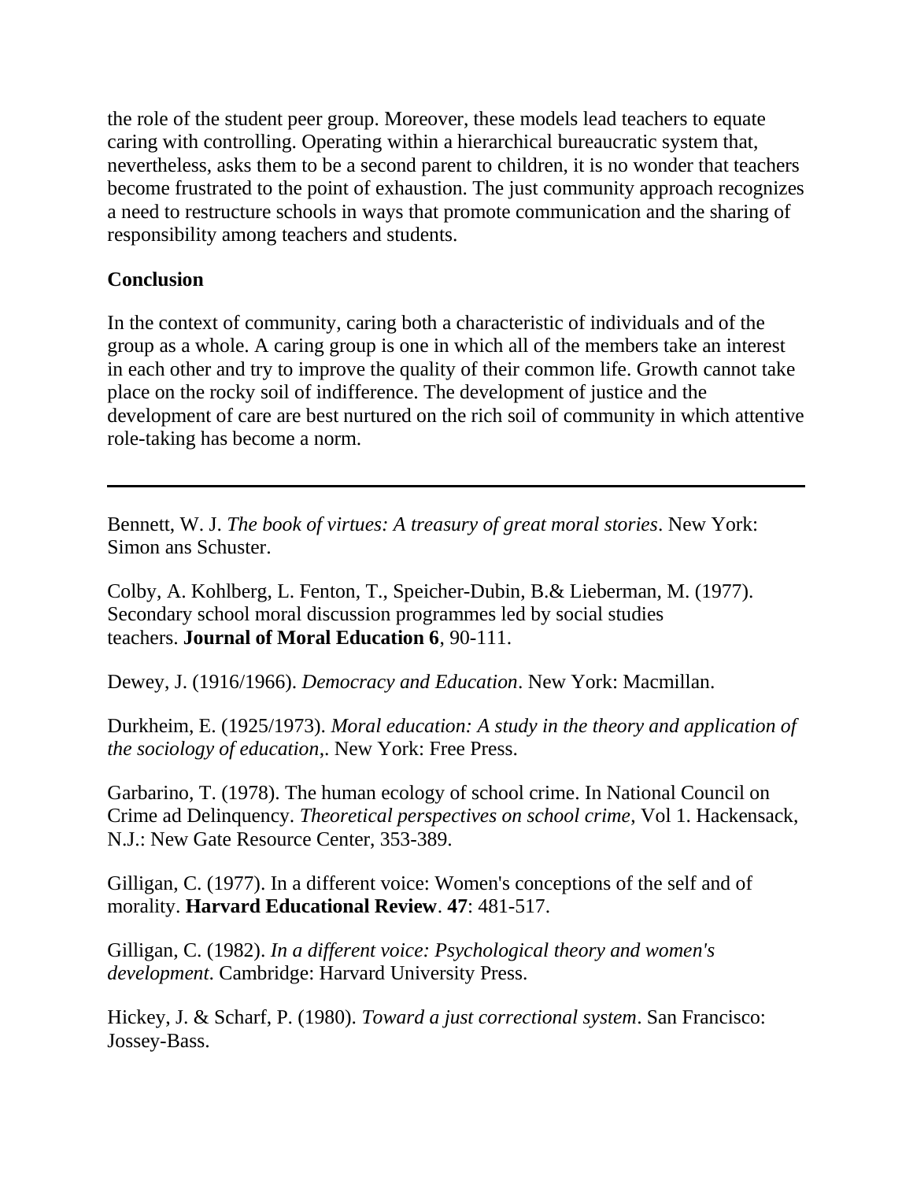the role of the student peer group. Moreover, these models lead teachers to equate caring with controlling. Operating within a hierarchical bureaucratic system that, nevertheless, asks them to be a second parent to children, it is no wonder that teachers become frustrated to the point of exhaustion. The just community approach recognizes a need to restructure schools in ways that promote communication and the sharing of responsibility among teachers and students.

**Conclusion**

In the context of community, caring both a characteristic of individuals and of the group as a whole. A caring group is one in which all of the members take an interest in each other and try to improve the quality of their common life. Growth cannot take place on the rocky soil of indifference. The development of justice and the development of care are best nurtured on the rich soil of community in which attentive role-taking has become a norm.

---

Bennett, W. J. *The book of virtues: A treasury of great moral stories*. New York: Simon ans Schuster.

Colby, A. Kohlberg, L. Fenton, T., Speicher-Dubin, B.& Lieberman, M. (1977). Secondary school moral discussion programmes led by social studies teachers. **Journal of Moral Education 6**, 90-111.

Dewey, J. (1916/1966). *Democracy and Education*. New York: Macmillan.

Durkheim, E. (1925/1973). *Moral education: A study in the theory and application of the sociology of education*,. New York: Free Press.

Garbarino, T. (1978). The human ecology of school crime. In National Council on Crime ad Delinquency. *Theoretical perspectives on school crime*, Vol 1. Hackensack, N.J.: New Gate Resource Center, 353-389.

Gilligan, C. (1977). In a different voice: Women's conceptions of the self and of morality. **Harvard Educational Review**. **47**: 481-517.

Gilligan, C. (1982). *In a different voice: Psychological theory and women's development*. Cambridge: Harvard University Press.

Hickey, J. & Scharf, P. (1980). *Toward a just correctional system*. San Francisco: Jossey-Bass.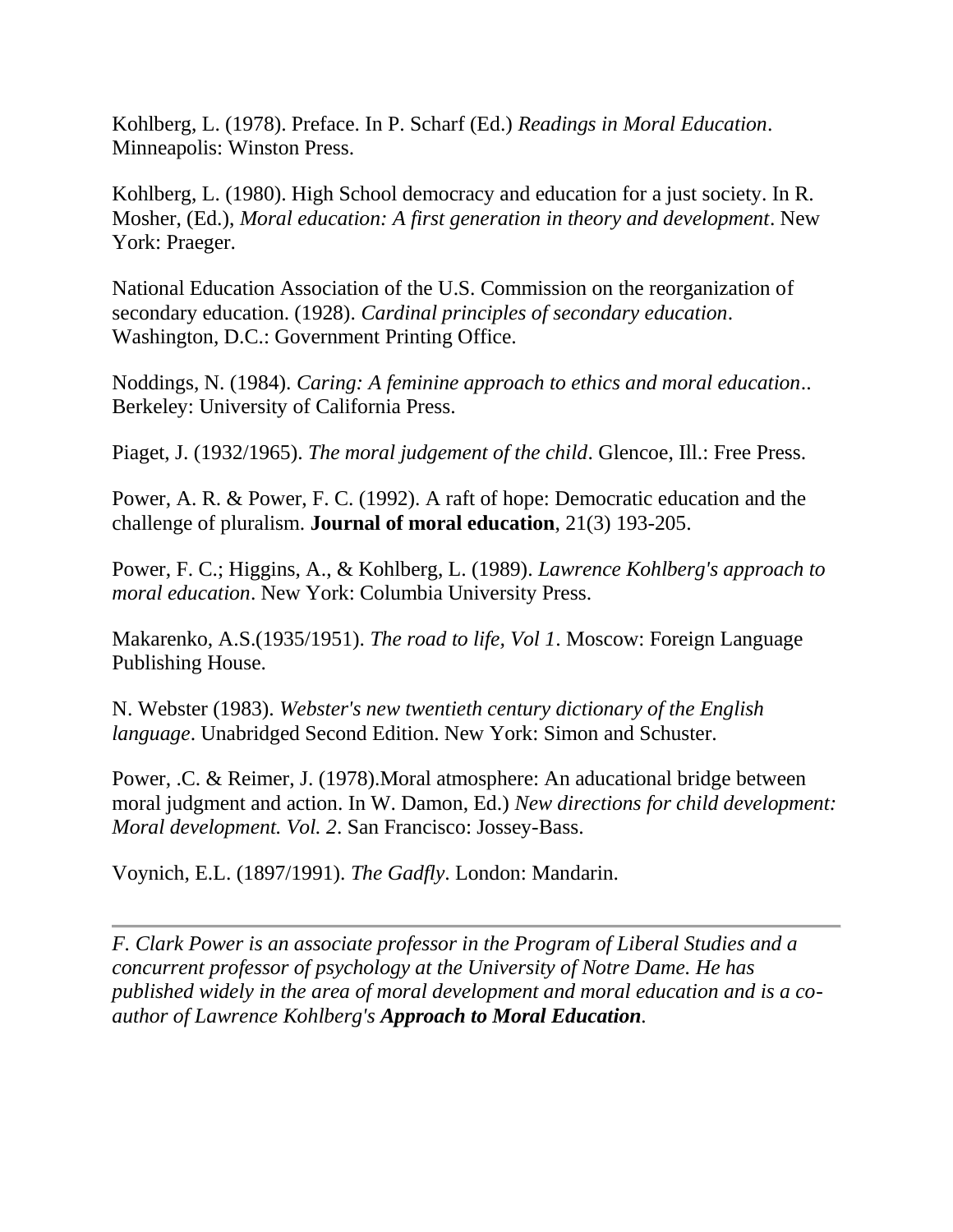Kohlberg, L. (1978). Preface. In P. Scharf (Ed.) *Readings in Moral Education*. Minneapolis: Winston Press.

Kohlberg, L. (1980). High School democracy and education for a just society. In R. Mosher, (Ed.), *Moral education: A first generation in theory and development*. New York: Praeger.

National Education Association of the U.S. Commission on the reorganization of secondary education. (1928). *Cardinal principles of secondary education*. Washington, D.C.: Government Printing Office.

Noddings, N. (1984). *Caring: A feminine approach to ethics and moral education*.. Berkeley: University of California Press.

Piaget, J. (1932/1965). *The moral judgement of the child*. Glencoe, Ill.: Free Press.

Power, A. R. & Power, F. C. (1992). A raft of hope: Democratic education and the challenge of pluralism. **Journal of moral education**, 21(3) 193-205.

Power, F. C.; Higgins, A., & Kohlberg, L. (1989). *Lawrence Kohlberg's approach to moral education*. New York: Columbia University Press.

Makarenko, A.S.(1935/1951). *The road to life, Vol 1*. Moscow: Foreign Language Publishing House.

N. Webster (1983). *Webster's new twentieth century dictionary of the English language*. Unabridged Second Edition. New York: Simon and Schuster.

Power, .C. & Reimer, J. (1978).Moral atmosphere: An aducational bridge between moral judgment and action. In W. Damon, Ed.) *New directions for child development: Moral development. Vol. 2*. San Francisco: Jossey-Bass.

Voynich, E.L. (1897/1991). *The Gadfly*. London: Mandarin.

---

*F. Clark Power is an associate professor in the Program of Liberal Studies and a concurrent professor of psychology at the University of Notre Dame. He has published widely in the area of moral development and moral education and is a co-author of Lawrence Kohlberg's* ***Approach to Moral Education****.*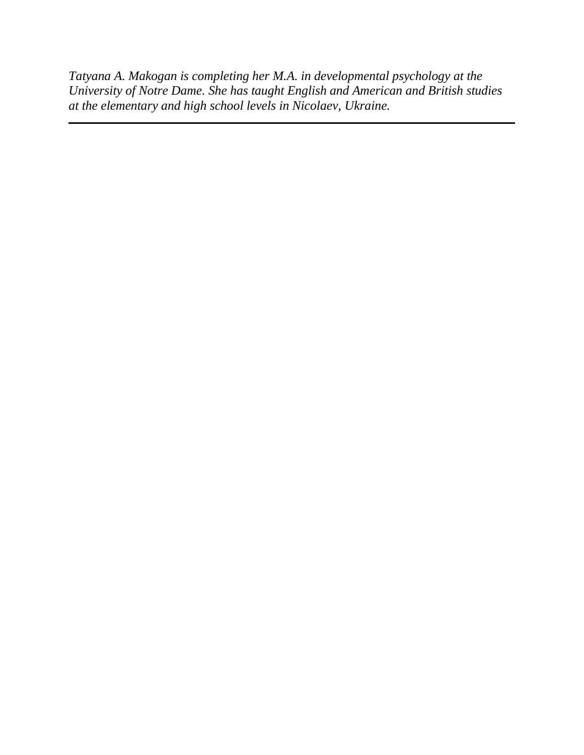*Tatyana A. Makogan is completing her M.A. in developmental psychology at the University of Notre Dame. She has taught English and American and British studies at the elementary and high school levels in Nicolaev, Ukraine.*

---